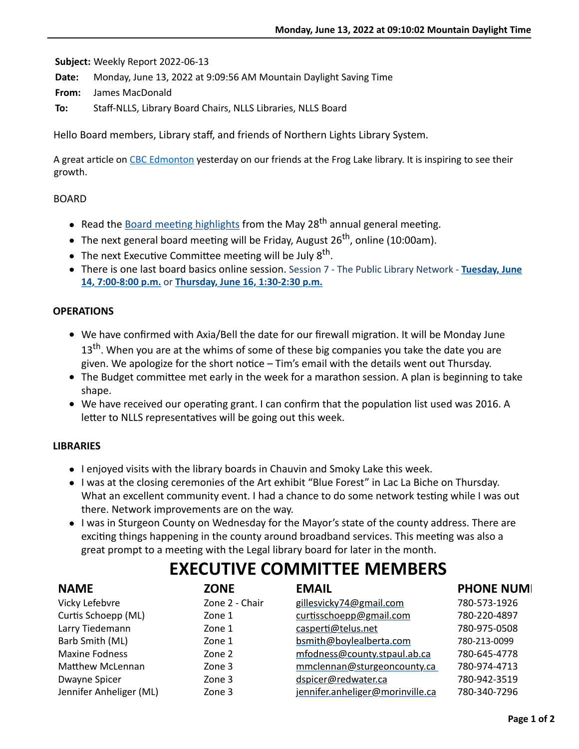Subject: Weekly Report 2022-06-13

Date: Monday, June 13, 2022 at 9:09:56 AM Mountain Daylight Saving Time

From: James MacDonald

To: Staff-NLLS, Library Board Chairs, NLLS Libraries, NLLS Board

Hello Board members, Library staff, and friends of Northern Lights Library System.

A great article on CBC Edmonton yesterday on our friends at the Frog Lake library. It is inspiring to see their growth.

BOARD

- Read the Board meeting highlights from the May 28th annual general meeting.
- The next general board meeting will be Friday, August 26th, online (10:00am).
- The next Executive Committee meeting will be July 8th.
- There is one last board basics online session. Session 7 - The Public Library Network - **Tuesday, June 14, 7:00-8:00 p.m.** or **Thursday, June 16, 1:30-2:30 p.m.**

**OPERATIONS**

- We have confirmed with Axia/Bell the date for our firewall migration. It will be Monday June 13th. When you are at the whims of some of these big companies you take the date you are given. We apologize for the short notice – Tim's email with the details went out Thursday.
- The Budget committee met early in the week for a marathon session. A plan is beginning to take shape.
- We have received our operating grant. I can confirm that the population list used was 2016. A letter to NLLS representatives will be going out this week.

**LIBRARIES**

- I enjoyed visits with the library boards in Chauvin and Smoky Lake this week.
- I was at the closing ceremonies of the Art exhibit "Blue Forest" in Lac La Biche on Thursday. What an excellent community event. I had a chance to do some network testing while I was out there. Network improvements are on the way.
- I was in Sturgeon County on Wednesday for the Mayor's state of the county address. There are exciting things happening in the county around broadband services. This meeting was also a great prompt to a meeting with the Legal library board for later in the month.

# EXECUTIVE COMMITTEE MEMBERS

| NAME | ZONE | EMAIL | PHONE NUMI |
|---|---|---|---|
| Vicky Lefebvre | Zone 2 - Chair | gillesvicky74@gmail.com | 780-573-1926 |
| Curtis Schoepp (ML) | Zone 1 | curtisschoepp@gmail.com | 780-220-4897 |
| Larry Tiedemann | Zone 1 | casperti@telus.net | 780-975-0508 |
| Barb Smith (ML) | Zone 1 | bsmith@boylealberta.com | 780-213-0099 |
| Maxine Fodness | Zone 2 | mfodness@county.stpaul.ab.ca | 780-645-4778 |
| Matthew McLennan | Zone 3 | mmclennan@sturgeoncounty.ca | 780-974-4713 |
| Dwayne Spicer | Zone 3 | dspicer@redwater.ca | 780-942-3519 |
| Jennifer Anheliger (ML) | Zone 3 | jennifer.anheliger@morinville.ca | 780-340-7296 |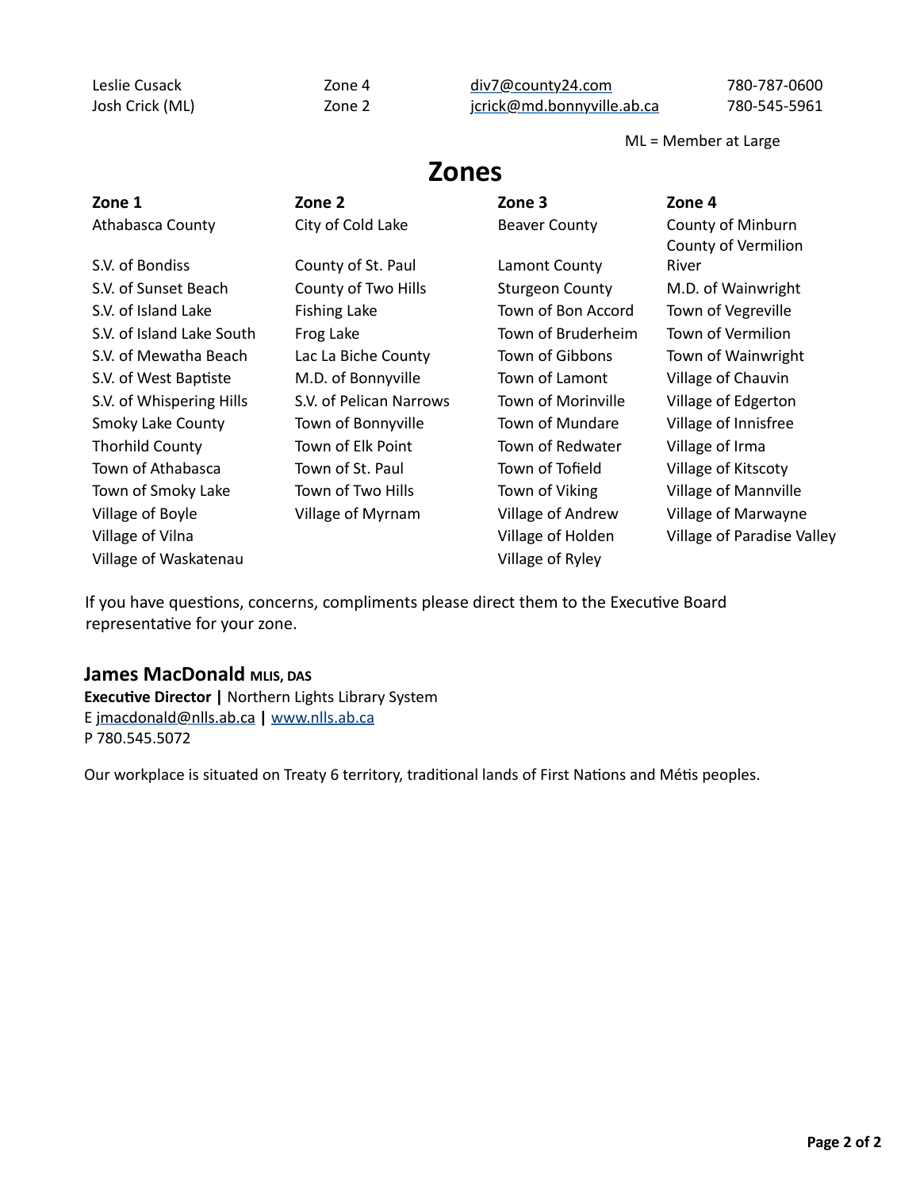| | | | |
|---|---|---|---|
| Leslie Cusack | Zone 4 | div7@county24.com | 780-787-0600 |
| Josh Crick (ML) | Zone 2 | jcrick@md.bonnyville.ab.ca | 780-545-5961 |

ML = Member at Large

# Zones

| Zone 1 | Zone 2 | Zone 3 | Zone 4 |
|---|---|---|---|
| Athabasca County | City of Cold Lake | Beaver County | County of Minburn |
| S.V. of Bondiss | County of St. Paul | Lamont County | County of Vermilion River |
| S.V. of Sunset Beach | County of Two Hills | Sturgeon County | M.D. of Wainwright |
| S.V. of Island Lake | Fishing Lake | Town of Bon Accord | Town of Vegreville |
| S.V. of Island Lake South | Frog Lake | Town of Bruderheim | Town of Vermilion |
| S.V. of Mewatha Beach | Lac La Biche County | Town of Gibbons | Town of Wainwright |
| S.V. of West Baptiste | M.D. of Bonnyville | Town of Lamont | Village of Chauvin |
| S.V. of Whispering Hills | S.V. of Pelican Narrows | Town of Morinville | Village of Edgerton |
| Smoky Lake County | Town of Bonnyville | Town of Mundare | Village of Innisfree |
| Thorhild County | Town of Elk Point | Town of Redwater | Village of Irma |
| Town of Athabasca | Town of St. Paul | Town of Tofield | Village of Kitscoty |
| Town of Smoky Lake | Town of Two Hills | Town of Viking | Village of Mannville |
| Village of Boyle | Village of Myrnam | Village of Andrew | Village of Marwayne |
| Village of Vilna | | Village of Holden | Village of Paradise Valley |
| Village of Waskatenau | | Village of Ryley | |

If you have questions, concerns, compliments please direct them to the Executive Board representative for your zone.

**James MacDonald** **MLIS, DAS**
**Executive Director |** Northern Lights Library System
E jmacdonald@nlls.ab.ca **|** www.nlls.ab.ca
P 780.545.5072

Our workplace is situated on Treaty 6 territory, traditional lands of First Nations and Métis peoples.